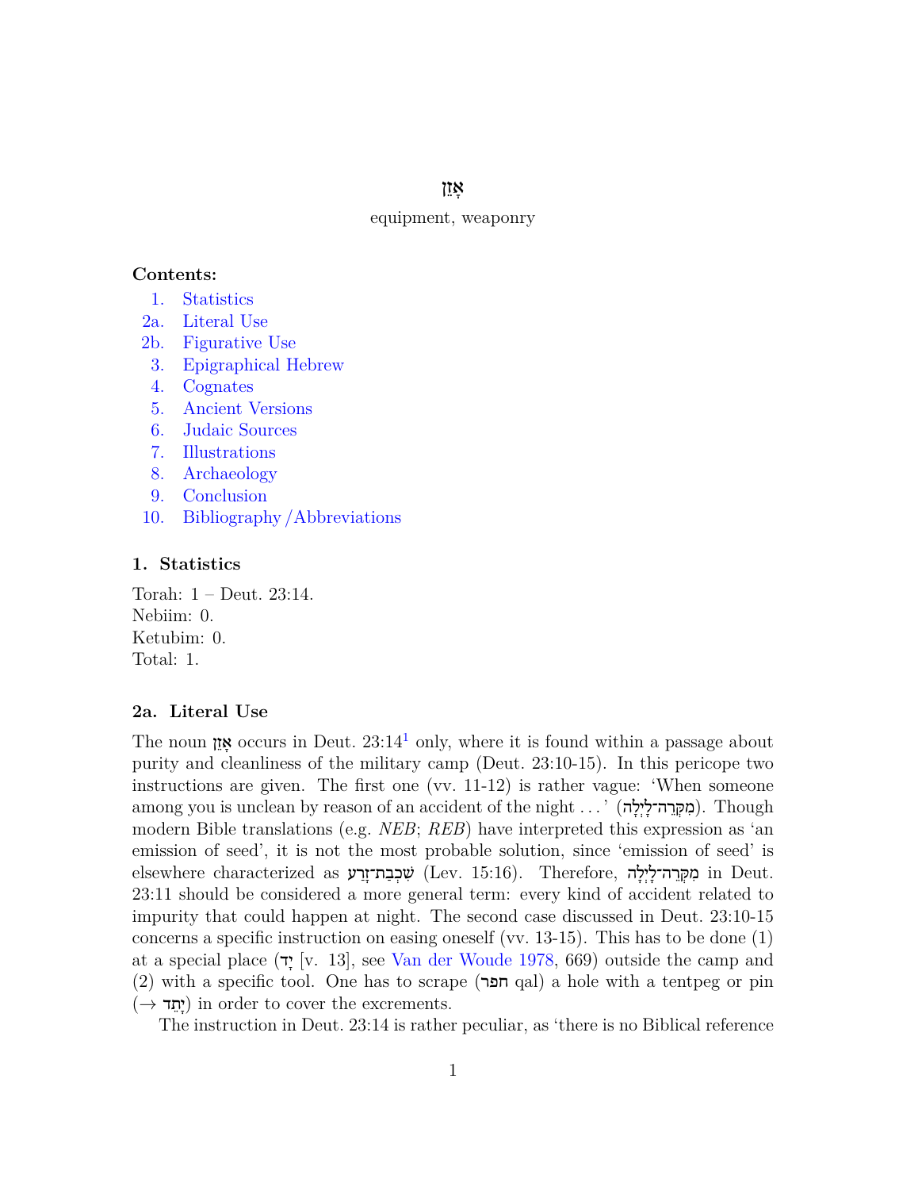# אָזֵן

equipment, weaponry

**Contents:**

1. Statistics
2a. Literal Use
2b. Figurative Use
3. Epigraphical Hebrew
4. Cognates
5. Ancient Versions
6. Judaic Sources
7. Illustrations
8. Archaeology
9. Conclusion
10. Bibliography /Abbreviations

## 1. Statistics

Torah: 1 – Deut. 23:14.
Nebiim: 0.
Ketubim: 0.
Total: 1.

## 2a. Literal Use

The noun אָזֵן occurs in Deut. 23:14[1] only, where it is found within a passage about purity and cleanliness of the military camp (Deut. 23:10-15). In this pericope two instructions are given. The first one (vv. 11-12) is rather vague: 'When someone among you is unclean by reason of an accident of the night ... ' (מִקְּרֵה־לָיְלָה). Though modern Bible translations (e.g. *NEB*; *REB*) have interpreted this expression as 'an emission of seed', it is not the most probable solution, since 'emission of seed' is elsewhere characterized as שִׁכְבַת־זָרַע (Lev. 15:16). Therefore, מִקְּרֵה־לָיְלָה in Deut. 23:11 should be considered a more general term: every kind of accident related to impurity that could happen at night. The second case discussed in Deut. 23:10-15 concerns a specific instruction on easing oneself (vv. 13-15). This has to be done (1) at a special place (יָד [v. 13], see Van der Woude 1978, 669) outside the camp and (2) with a specific tool. One has to scrape (חפר qal) a hole with a tentpeg or pin (→ יָתֵד) in order to cover the excrements.

The instruction in Deut. 23:14 is rather peculiar, as 'there is no Biblical reference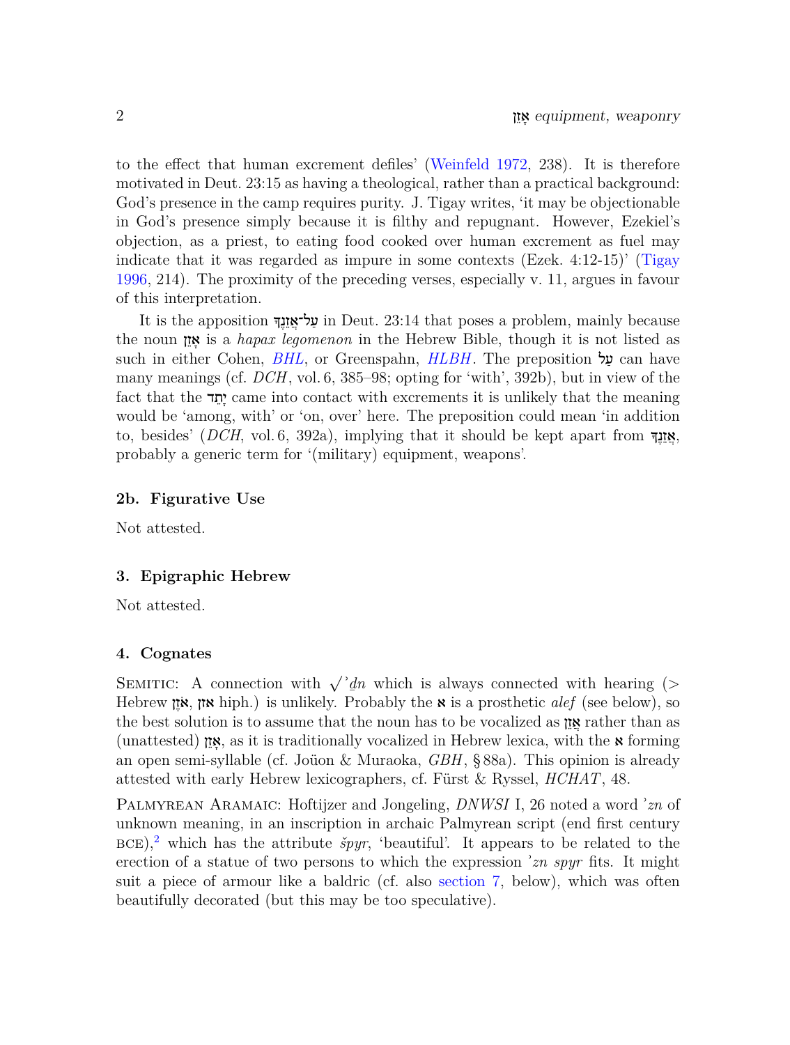to the effect that human excrement defiles' (Weinfeld 1972, 238). It is therefore motivated in Deut. 23:15 as having a theological, rather than a practical background: God's presence in the camp requires purity. J. Tigay writes, 'it may be objectionable in God's presence simply because it is filthy and repugnant. However, Ezekiel's objection, as a priest, to eating food cooked over human excrement as fuel may indicate that it was regarded as impure in some contexts (Ezek. 4:12-15)' (Tigay 1996, 214). The proximity of the preceding verses, especially v. 11, argues in favour of this interpretation.

It is the apposition עַל־אֲזֵנֶךָ in Deut. 23:14 that poses a problem, mainly because the noun אָזֵן is a *hapax legomenon* in the Hebrew Bible, though it is not listed as such in either Cohen, *BHL*, or Greenspahn, *HLBH*. The preposition עַל can have many meanings (cf. *DCH*, vol. 6, 385–98; opting for 'with', 392b), but in view of the fact that the יָתֵד came into contact with excrements it is unlikely that the meaning would be 'among, with' or 'on, over' here. The preposition could mean 'in addition to, besides' (*DCH*, vol. 6, 392a), implying that it should be kept apart from אֲזֵנֶךָ, probably a generic term for '(military) equipment, weapons'.

### 2b. Figurative Use

Not attested.

## 3. Epigraphic Hebrew

Not attested.

## 4. Cognates

Semitic: A connection with √ʾḏn which is always connected with hearing (> Hebrew אֹזֶן, אזן hiph.) is unlikely. Probably the א is a prosthetic *alef* (see below), so the best solution is to assume that the noun has to be vocalized as אֲזֵן rather than as (unattested) אָזֵן, as it is traditionally vocalized in Hebrew lexica, with the א forming an open semi-syllable (cf. Joüon & Muraoka, *GBH*, § 88a). This opinion is already attested with early Hebrew lexicographers, cf. Fürst & Ryssel, *HCHAT*, 48.

Palmyrean Aramaic: Hoftijzer and Jongeling, *DNWSI* I, 26 noted a word *ʾzn* of unknown meaning, in an inscription in archaic Palmyrean script (end first century BCE),[2] which has the attribute *špyr*, 'beautiful'. It appears to be related to the erection of a statue of two persons to which the expression *ʾzn spyr* fits. It might suit a piece of armour like a baldric (cf. also section 7, below), which was often beautifully decorated (but this may be too speculative).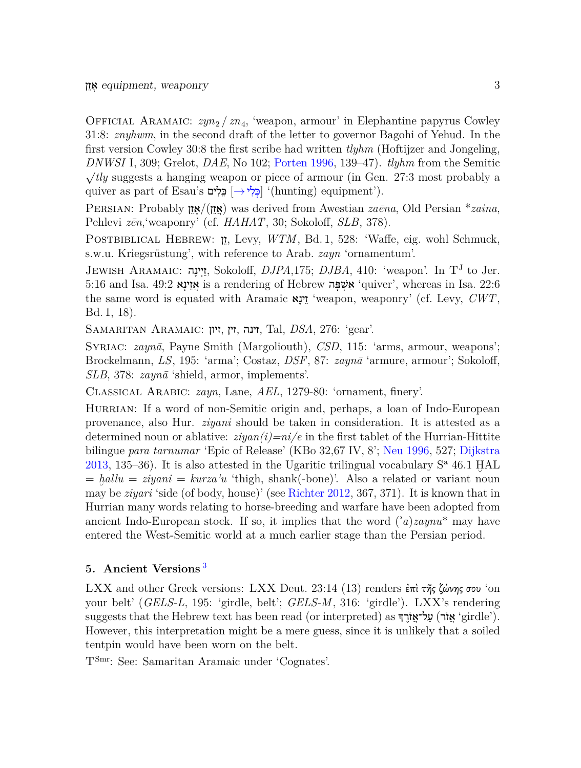Official Aramaic: $zyn_2$ / $zn_4$, 'weapon, armour' in Elephantine papyrus Cowley 31:8: *znyhwm*, in the second draft of the letter to governor Bagohi of Yehud. In the first version Cowley 30:8 the first scribe had written *tlyhm* (Hoftijzer and Jongeling, *DNWSI* I, 309; Grelot, *DAE*, No 102; Porten 1996, 139–47). *tlyhm* from the Semitic √*tly* suggests a hanging weapon or piece of armour (in Gen. 27:3 most probably a quiver as part of Esau's כֵּלִים [→ כְּלִי] '(hunting) equipment').

Persian: Probably אָזֵן/(אֲזֵן) was derived from Awestian *zaēna*, Old Persian **zaina*, Pehlevi *zēn*,'weaponry' (cf. *HAHAT*, 30; Sokoloff, *SLB*, 378).

Postbiblical Hebrew: זַן, Levy, *WTM*, Bd. 1, 528: 'Waffe, eig. wohl Schmuck, s.w.u. Kriegsrüstung', with reference to Arab. *zayn* 'ornamentum'.

Jewish Aramaic: זַיְנָה, Sokoloff, *DJPA*,175; *DJBA*, 410: 'weapon'. In T[J] to Jer. 5:16 and Isa. 49:2 אֲזֵינָא is a rendering of Hebrew אַשְׁפָּה 'quiver', whereas in Isa. 22:6 the same word is equated with Aramaic זֵינָא 'weapon, weaponry' (cf. Levy, *CWT*, Bd. 1, 18).

Samaritan Aramaic: זיון, זין, זינה, Tal, *DSA*, 276: 'gear'.

Syriac: *zaynā*, Payne Smith (Margoliouth), *CSD*, 115: 'arms, armour, weapons'; Brockelmann, *LS*, 195: 'arma'; Costaz, *DSF*, 87: *zaynā* 'armure, armour'; Sokoloff, *SLB*, 378: *zaynā* 'shield, armor, implements'.

Classical Arabic: *zayn*, Lane, *AEL*, 1279-80: 'ornament, finery'.

Hurrian: If a word of non-Semitic origin and, perhaps, a loan of Indo-European provenance, also Hur. *ziyani* should be taken in consideration. It is attested as a determined noun or ablative: *ziyan(i)=ni/e* in the first tablet of the Hurrian-Hittite bilingue *para tarnumar* 'Epic of Release' (KBo 32,67 IV, 8'; Neu 1996, 527; Dijkstra 2013, 135–36). It is also attested in the Ugaritic trilingual vocabulary S[a] 46.1 ḪAL = *ḫallu* = *ziyani* = *kurza'u* 'thigh, shank(-bone)'. Also a related or variant noun may be *ziyari* 'side (of body, house)' (see Richter 2012, 367, 371). It is known that in Hurrian many words relating to horse-breeding and warfare have been adopted from ancient Indo-European stock. If so, it implies that the word (*'a*)*zaynu** may have entered the West-Semitic world at a much earlier stage than the Persian period.

## 5. Ancient Versions [3]

LXX and other Greek versions: LXX Deut. 23:14 (13) renders ἐπὶ τῆς ζώνης σου 'on your belt' (*GELS-L*, 195: 'girdle, belt'; *GELS-M*, 316: 'girdle'). LXX's rendering suggests that the Hebrew text has been read (or interpreted) as עַל־אֱזֹרֶךָ (אֵזוֹר 'girdle'). However, this interpretation might be a mere guess, since it is unlikely that a soiled tentpin would have been worn on the belt.

T[Smr]: See: Samaritan Aramaic under 'Cognates'.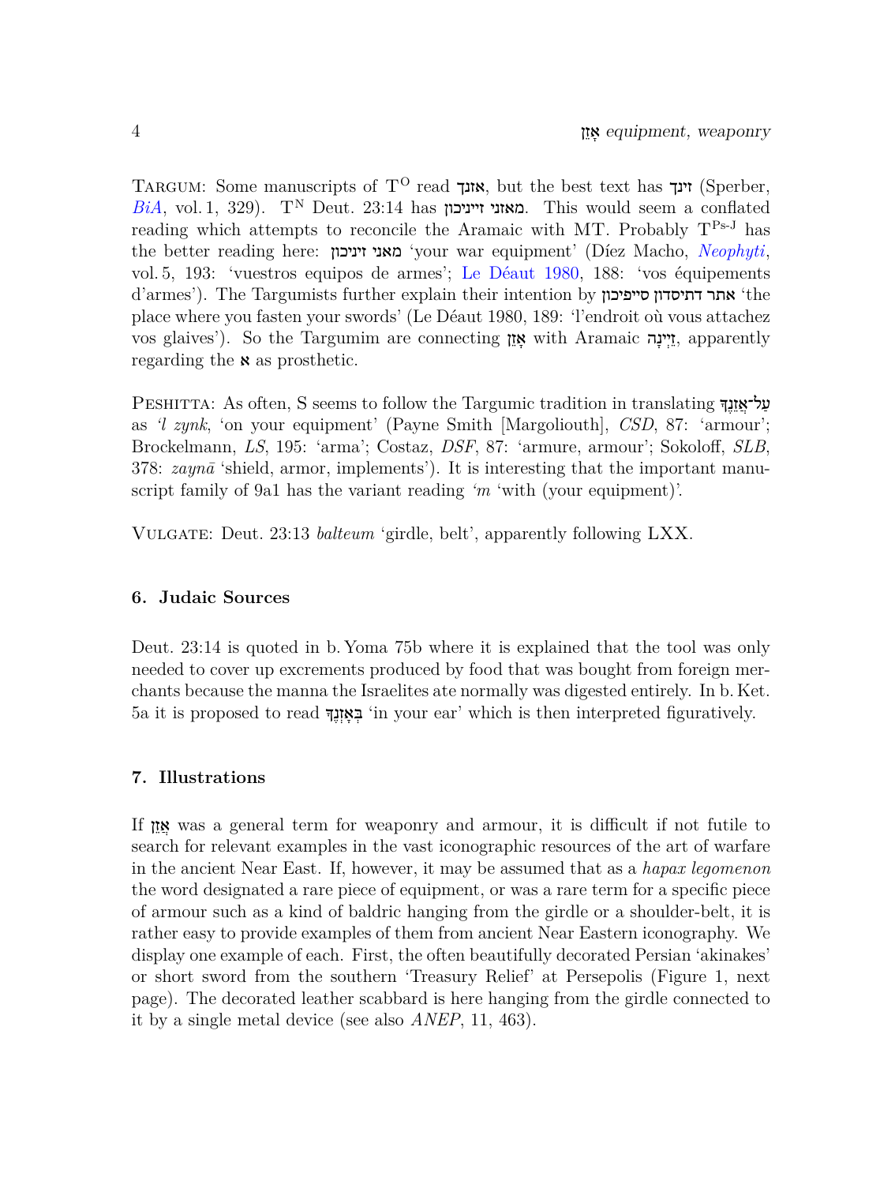Targum: Some manuscripts of T^O read אזנך, but the best text has זינך (Sperber, *BiA*, vol. 1, 329). T^N Deut. 23:14 has מאזני זייניכון. This would seem a conflated reading which attempts to reconcile the Aramaic with MT. Probably T^Ps-J has the better reading here: מאני זיניכון 'your war equipment' (Díez Macho, *Neophyti*, vol. 5, 193: 'vuestros equipos de armes'; Le Déaut 1980, 188: 'vos équipements d'armes'). The Targumists further explain their intention by אתר דתיסדון סייפיכון 'the place where you fasten your swords' (Le Déaut 1980, 189: 'l'endroit où vous attachez vos glaives'). So the Targumim are connecting אָזֵן with Aramaic זֵייְנָה, apparently regarding the א as prosthetic.

Peshitta: As often, S seems to follow the Targumic tradition in translating עַל־אֲזֵנֶךָ as *'l zynk*, 'on your equipment' (Payne Smith [Margoliouth], *CSD*, 87: 'armour'; Brockelmann, *LS*, 195: 'arma'; Costaz, *DSF*, 87: 'armure, armour'; Sokoloff, *SLB*, 378: *zaynā* 'shield, armor, implements'). It is interesting that the important manuscript family of 9a1 has the variant reading *'m* 'with (your equipment)'.

Vulgate: Deut. 23:13 *balteum* 'girdle, belt', apparently following LXX.

## 6. Judaic Sources

Deut. 23:14 is quoted in b. Yoma 75b where it is explained that the tool was only needed to cover up excrements produced by food that was bought from foreign merchants because the manna the Israelites ate normally was digested entirely. In b. Ket. 5a it is proposed to read בְּאָזְנֶךָ 'in your ear' which is then interpreted figuratively.

## 7. Illustrations

If אָזֵן was a general term for weaponry and armour, it is difficult if not futile to search for relevant examples in the vast iconographic resources of the art of warfare in the ancient Near East. If, however, it may be assumed that as a *hapax legomenon* the word designated a rare piece of equipment, or was a rare term for a specific piece of armour such as a kind of baldric hanging from the girdle or a shoulder-belt, it is rather easy to provide examples of them from ancient Near Eastern iconography. We display one example of each. First, the often beautifully decorated Persian 'akinakes' or short sword from the southern 'Treasury Relief' at Persepolis (Figure 1, next page). The decorated leather scabbard is here hanging from the girdle connected to it by a single metal device (see also *ANEP*, 11, 463).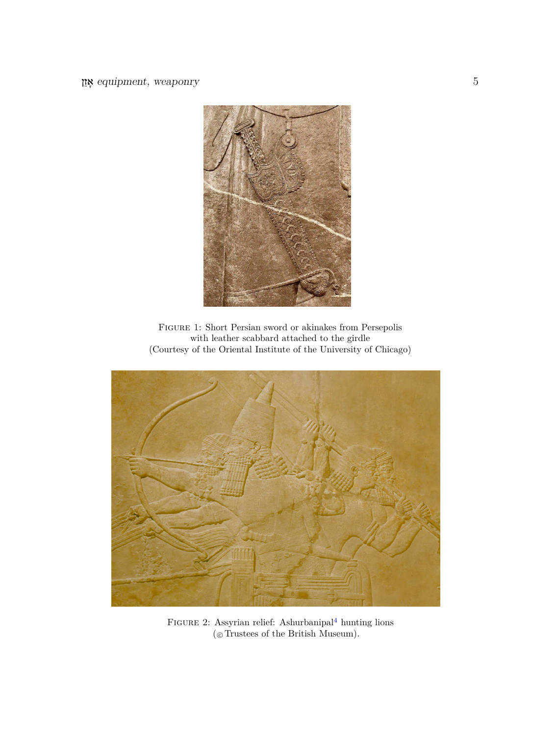FIGURE 1: Short Persian sword or akinakes from Persepolis
with leather scabbard attached to the girdle
(Courtesy of the Oriental Institute of the University of Chicago)

FIGURE 2: Assyrian relief: Ashurbanipal[4] hunting lions
(© Trustees of the British Museum).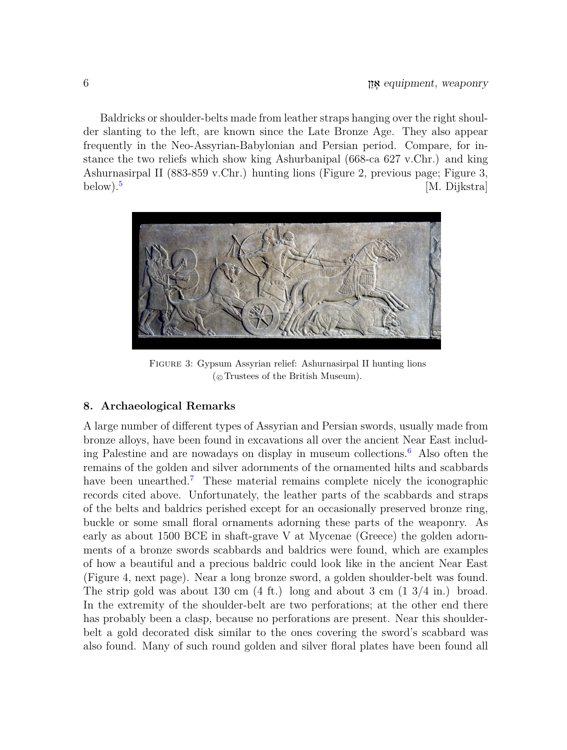Baldricks or shoulder-belts made from leather straps hanging over the right shoulder slanting to the left, are known since the Late Bronze Age. They also appear frequently in the Neo-Assyrian-Babylonian and Persian period. Compare, for instance the two reliefs which show king Ashurbanipal (668-ca 627 v.Chr.) and king Ashurnasirpal II (883-859 v.Chr.) hunting lions (Figure 2, previous page; Figure 3, below).[5] [M. Dijkstra]

FIGURE 3: Gypsum Assyrian relief: Ashurnasirpal II hunting lions (© Trustees of the British Museum).

## 8. Archaeological Remarks

A large number of different types of Assyrian and Persian swords, usually made from bronze alloys, have been found in excavations all over the ancient Near East including Palestine and are nowadays on display in museum collections.[6] Also often the remains of the golden and silver adornments of the ornamented hilts and scabbards have been unearthed.[7] These material remains complete nicely the iconographic records cited above. Unfortunately, the leather parts of the scabbards and straps of the belts and baldrics perished except for an occasionally preserved bronze ring, buckle or some small floral ornaments adorning these parts of the weaponry. As early as about 1500 BCE in shaft-grave V at Mycenae (Greece) the golden adornments of a bronze swords scabbards and baldrics were found, which are examples of how a beautiful and a precious baldric could look like in the ancient Near East (Figure 4, next page). Near a long bronze sword, a golden shoulder-belt was found. The strip gold was about 130 cm (4 ft.) long and about 3 cm (1 3/4 in.) broad. In the extremity of the shoulder-belt are two perforations; at the other end there has probably been a clasp, because no perforations are present. Near this shoulder-belt a gold decorated disk similar to the ones covering the sword's scabbard was also found. Many of such round golden and silver floral plates have been found all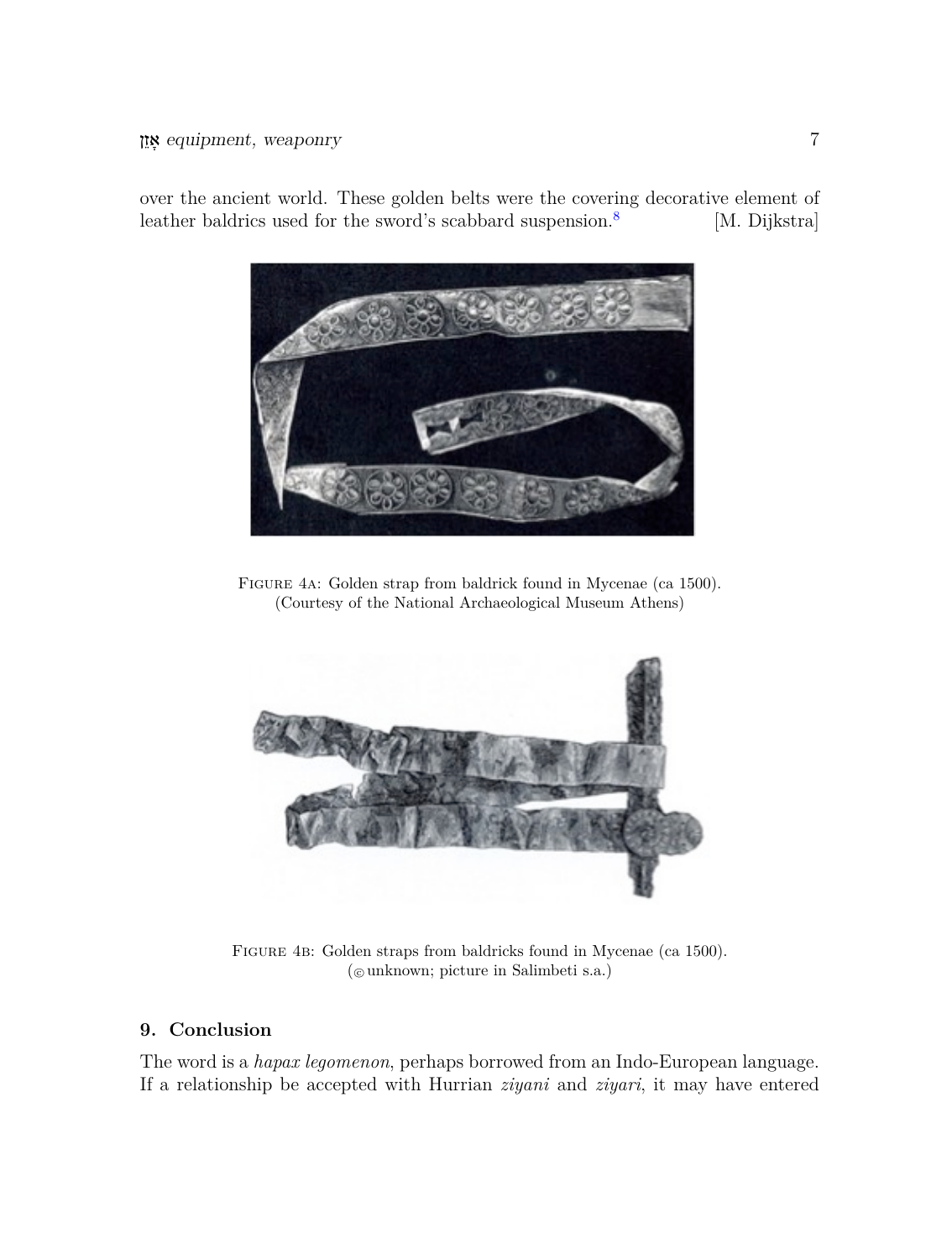over the ancient world. These golden belts were the covering decorative element of leather baldrics used for the sword's scabbard suspension.[8] [M. Dijkstra]

FIGURE 4A: Golden strap from baldrick found in Mycenae (ca 1500). (Courtesy of the National Archaeological Museum Athens)

FIGURE 4B: Golden straps from baldricks found in Mycenae (ca 1500). (© unknown; picture in Salimbeti s.a.)

## 9. Conclusion

The word is a *hapax legomenon*, perhaps borrowed from an Indo-European language. If a relationship be accepted with Hurrian *ziyani* and *ziyari*, it may have entered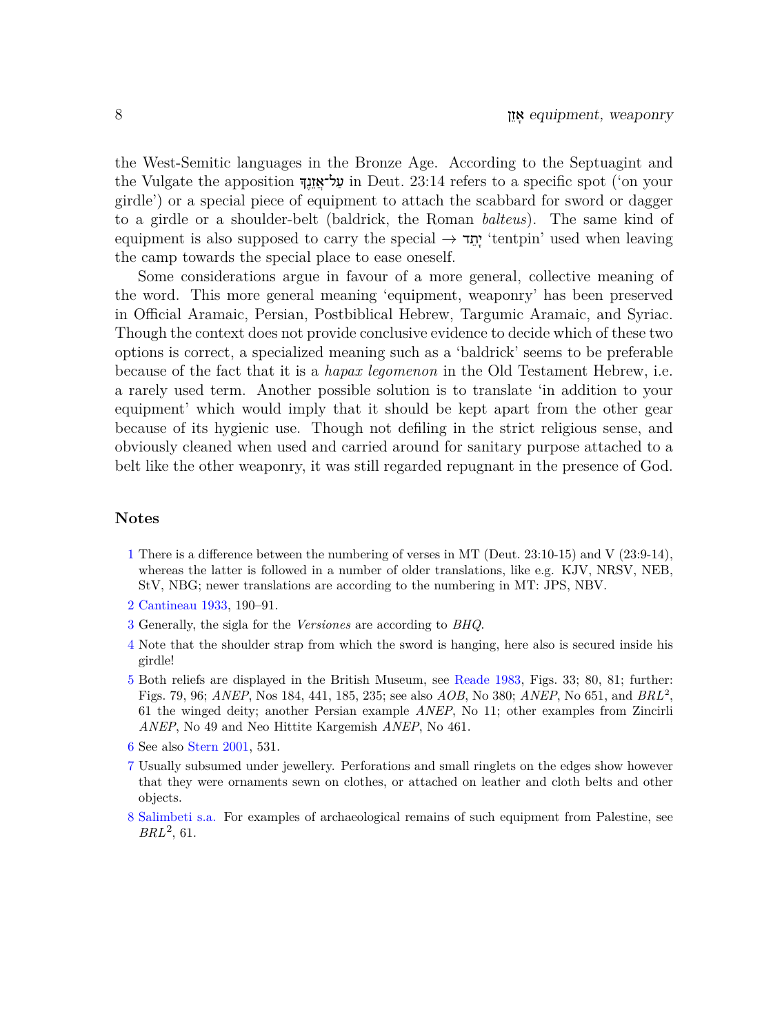the West-Semitic languages in the Bronze Age. According to the Septuagint and the Vulgate the apposition עַל־אֲזֵנֶךָ in Deut. 23:14 refers to a specific spot ('on your girdle') or a special piece of equipment to attach the scabbard for sword or dagger to a girdle or a shoulder-belt (baldrick, the Roman *balteus*). The same kind of equipment is also supposed to carry the special → יָתֵד 'tentpin' used when leaving the camp towards the special place to ease oneself.

Some considerations argue in favour of a more general, collective meaning of the word. This more general meaning 'equipment, weaponry' has been preserved in Official Aramaic, Persian, Postbiblical Hebrew, Targumic Aramaic, and Syriac. Though the context does not provide conclusive evidence to decide which of these two options is correct, a specialized meaning such as a 'baldrick' seems to be preferable because of the fact that it is a *hapax legomenon* in the Old Testament Hebrew, i.e. a rarely used term. Another possible solution is to translate 'in addition to your equipment' which would imply that it should be kept apart from the other gear because of its hygienic use. Though not defiling in the strict religious sense, and obviously cleaned when used and carried around for sanitary purpose attached to a belt like the other weaponry, it was still regarded repugnant in the presence of God.

## Notes

1 There is a difference between the numbering of verses in MT (Deut. 23:10-15) and V (23:9-14), whereas the latter is followed in a number of older translations, like e.g. KJV, NRSV, NEB, StV, NBG; newer translations are according to the numbering in MT: JPS, NBV.

2 Cantineau 1933, 190–91.

3 Generally, the sigla for the *Versiones* are according to *BHQ*.

4 Note that the shoulder strap from which the sword is hanging, here also is secured inside his girdle!

5 Both reliefs are displayed in the British Museum, see Reade 1983, Figs. 33; 80, 81; further: Figs. 79, 96; *ANEP*, Nos 184, 441, 185, 235; see also *AOB*, No 380; *ANEP*, No 651, and *BRL*$^2$, 61 the winged deity; another Persian example *ANEP*, No 11; other examples from Zincirli *ANEP*, No 49 and Neo Hittite Kargemish *ANEP*, No 461.

6 See also Stern 2001, 531.

7 Usually subsumed under jewellery. Perforations and small ringlets on the edges show however that they were ornaments sewn on clothes, or attached on leather and cloth belts and other objects.

8 Salimbeti s.a. For examples of archaeological remains of such equipment from Palestine, see *BRL*$^2$, 61.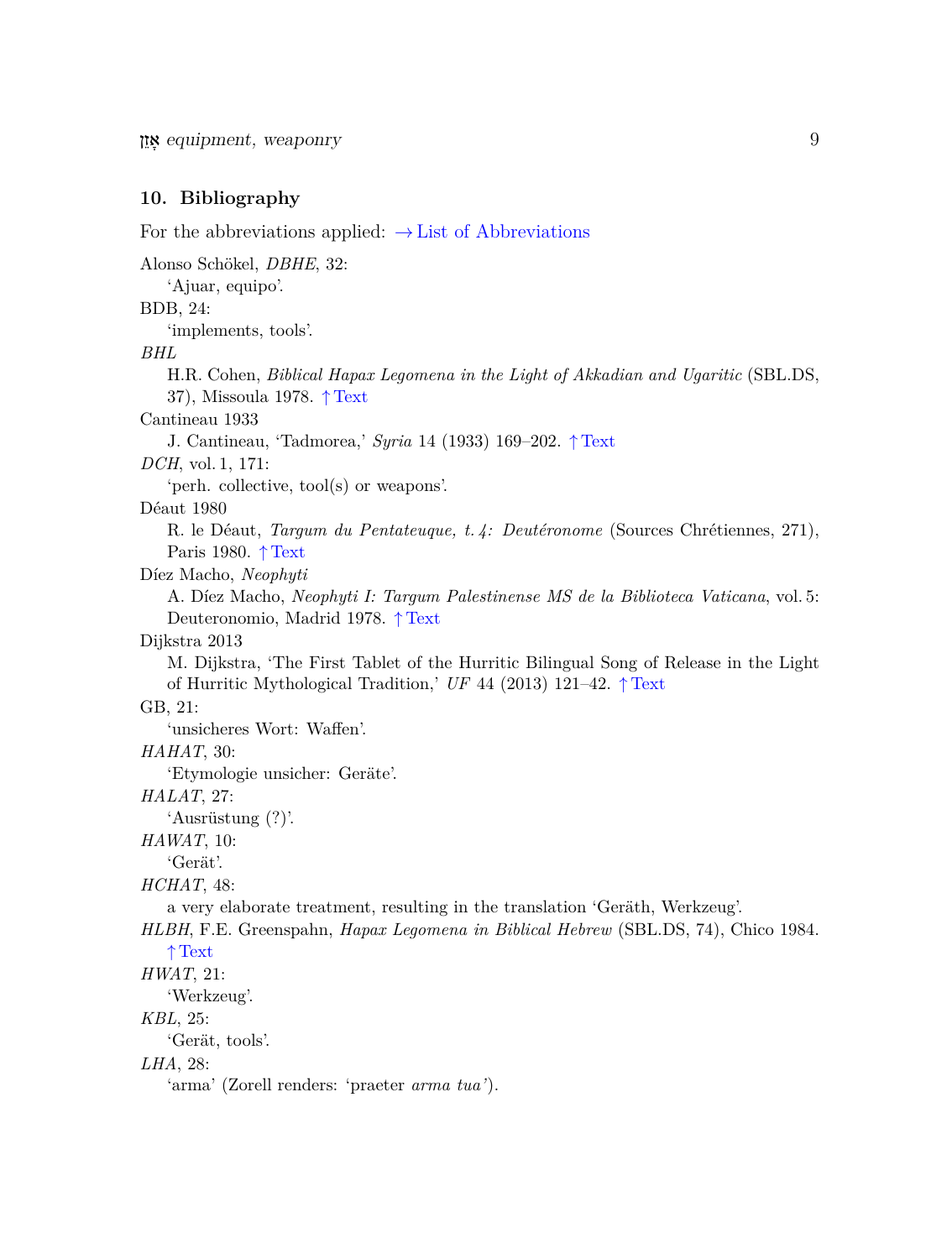## 10. Bibliography

For the abbreviations applied: → List of Abbreviations

Alonso Schökel, *DBHE*, 32:
 ‘Ajuar, equipo’.

BDB, 24:
 ‘implements, tools’.

*BHL*
 H.R. Cohen, *Biblical Hapax Legomena in the Light of Akkadian and Ugaritic* (SBL.DS, 37), Missoula 1978. ↑Text

Cantineau 1933
 J. Cantineau, ‘Tadmorea,’ *Syria* 14 (1933) 169–202. ↑Text

*DCH*, vol. 1, 171:
 ‘perh. collective, tool(s) or weapons’.

Déaut 1980
 R. le Déaut, *Targum du Pentateuque, t. 4: Deutéronome* (Sources Chrétiennes, 271), Paris 1980. ↑Text

Díez Macho, *Neophyti*
 A. Díez Macho, *Neophyti I: Targum Palestinense MS de la Biblioteca Vaticana*, vol. 5: Deuteronomio, Madrid 1978. ↑Text

Dijkstra 2013
 M. Dijkstra, ‘The First Tablet of the Hurritic Bilingual Song of Release in the Light of Hurritic Mythological Tradition,’ *UF* 44 (2013) 121–42. ↑Text

GB, 21:
 ‘unsicheres Wort: Waffen’.

*HAHAT*, 30:
 ‘Etymologie unsicher: Geräte’.

*HALAT*, 27:
 ‘Ausrüstung (?)’.

*HAWAT*, 10:
 ‘Gerät’.

*HCHAT*, 48:
 a very elaborate treatment, resulting in the translation ‘Geräth, Werkzeug’.

*HLBH*, F.E. Greenspahn, *Hapax Legomena in Biblical Hebrew* (SBL.DS, 74), Chico 1984. ↑Text

*HWAT*, 21:
 ‘Werkzeug’.

*KBL*, 25:
 ‘Gerät, tools’.

*LHA*, 28:
 ‘arma’ (Zorell renders: ‘praeter *arma tua*’).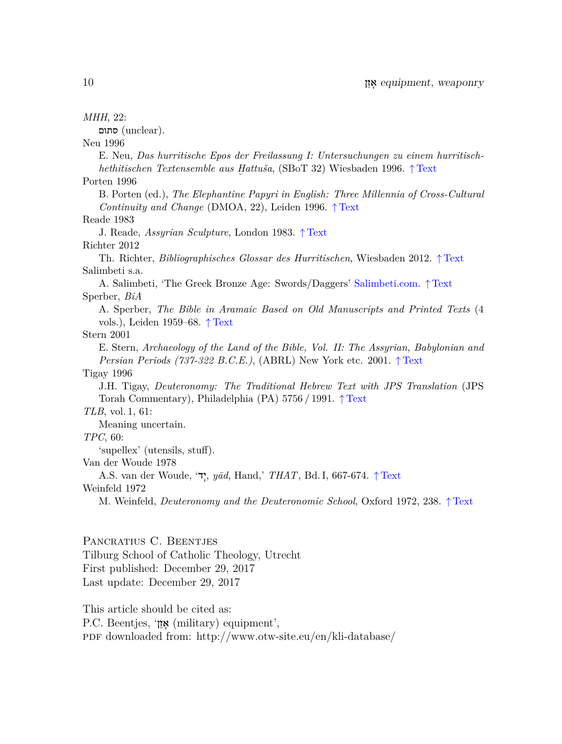*MHH*, 22:
סתום (unclear).

Neu 1996
E. Neu, *Das hurritische Epos der Freilassung I: Untersuchungen zu einem hurritisch-hethitischen Textensemble aus Ḫattuša*, (SBoT 32) Wiesbaden 1996. ↑Text

Porten 1996
B. Porten (ed.), *The Elephantine Papyri in English: Three Millennia of Cross-Cultural Continuity and Change* (DMOA, 22), Leiden 1996. ↑Text

Reade 1983
J. Reade, *Assyrian Sculpture*, London 1983. ↑Text

Richter 2012
Th. Richter, *Bibliographisches Glossar des Hurritischen*, Wiesbaden 2012. ↑Text

Salimbeti s.a.
A. Salimbeti, 'The Greek Bronze Age: Swords/Daggers' Salimbeti.com. ↑Text

Sperber, *BiA*
A. Sperber, *The Bible in Aramaic Based on Old Manuscripts and Printed Texts* (4 vols.), Leiden 1959–68. ↑Text

Stern 2001
E. Stern, *Archaeology of the Land of the Bible, Vol. II: The Assyrian, Babylonian and Persian Periods (737-322 B.C.E.)*, (ABRL) New York etc. 2001. ↑Text

Tigay 1996
J.H. Tigay, *Deuteronomy: The Traditional Hebrew Text with JPS Translation* (JPS Torah Commentary), Philadelphia (PA) 5756 / 1991. ↑Text

*TLB*, vol. 1, 61:
Meaning uncertain.

*TPC*, 60:
'supellex' (utensils, stuff).

Van der Woude 1978
A.S. van der Woude, 'יָד, *yād*, Hand,' *THAT*, Bd. I, 667-674. ↑Text

Weinfeld 1972
M. Weinfeld, *Deuteronomy and the Deuteronomic School*, Oxford 1972, 238. ↑Text

Pancratius C. Beentjes
Tilburg School of Catholic Theology, Utrecht
First published: December 29, 2017
Last update: December 29, 2017

This article should be cited as:
P.C. Beentjes, 'אָזֵן (military) equipment',
pdf downloaded from: http://www.otw-site.eu/en/kli-database/